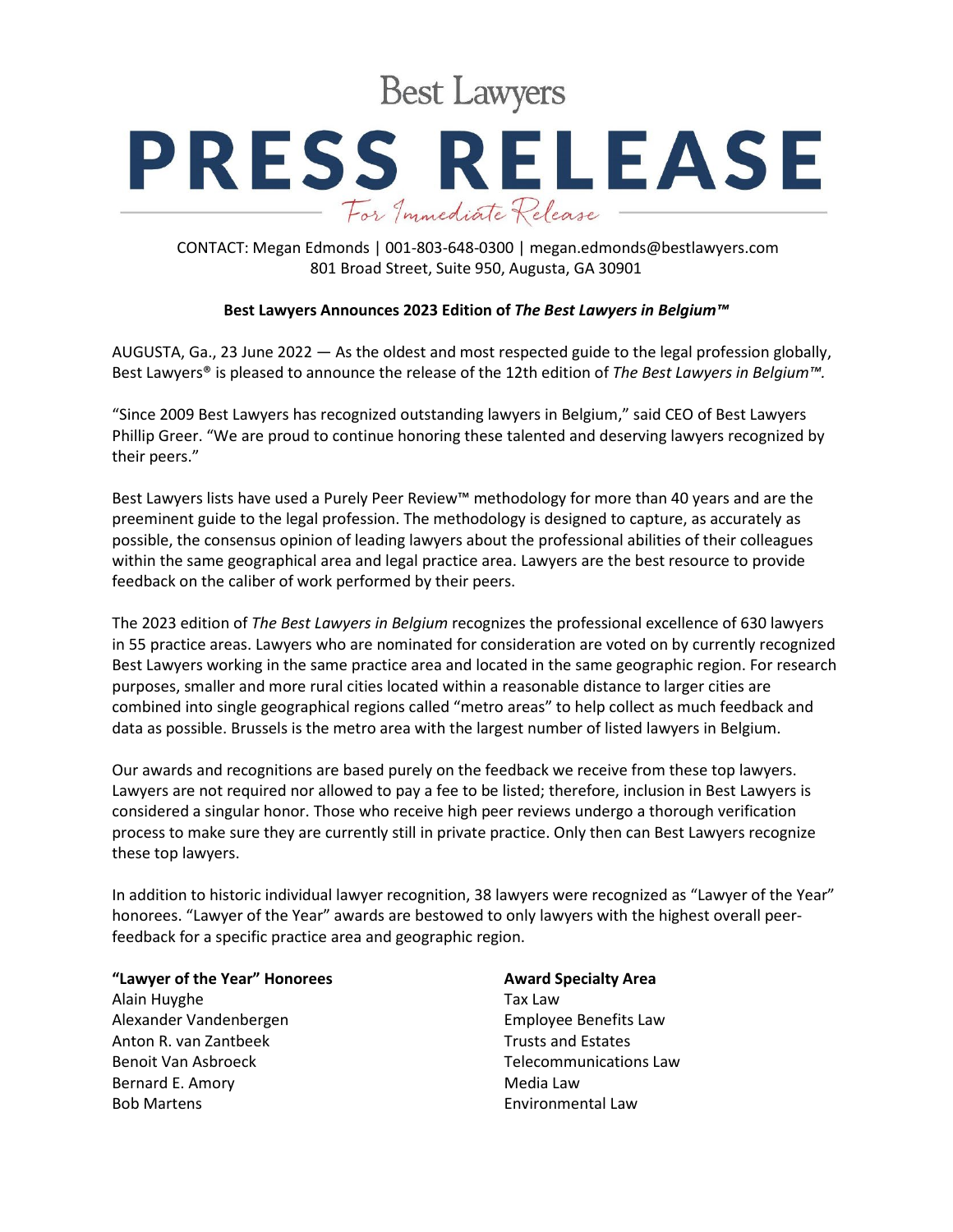Best Lawyers

# PRESS RELEASE

*For Immediate Release*

CONTACT: Megan Edmonds | 001-803-648-0300 | megan.edmonds@bestlawyers.com
801 Broad Street, Suite 950, Augusta, GA 30901

**Best Lawyers Announces 2023 Edition of *The Best Lawyers in Belgium™***

AUGUSTA, Ga., 23 June 2022 — As the oldest and most respected guide to the legal profession globally, Best Lawyers® is pleased to announce the release of the 12th edition of *The Best Lawyers in Belgium™.*

"Since 2009 Best Lawyers has recognized outstanding lawyers in Belgium," said CEO of Best Lawyers Phillip Greer. "We are proud to continue honoring these talented and deserving lawyers recognized by their peers."

Best Lawyers lists have used a Purely Peer Review™ methodology for more than 40 years and are the preeminent guide to the legal profession. The methodology is designed to capture, as accurately as possible, the consensus opinion of leading lawyers about the professional abilities of their colleagues within the same geographical area and legal practice area. Lawyers are the best resource to provide feedback on the caliber of work performed by their peers.

The 2023 edition of *The Best Lawyers in Belgium* recognizes the professional excellence of 630 lawyers in 55 practice areas. Lawyers who are nominated for consideration are voted on by currently recognized Best Lawyers working in the same practice area and located in the same geographic region. For research purposes, smaller and more rural cities located within a reasonable distance to larger cities are combined into single geographical regions called "metro areas" to help collect as much feedback and data as possible. Brussels is the metro area with the largest number of listed lawyers in Belgium.

Our awards and recognitions are based purely on the feedback we receive from these top lawyers. Lawyers are not required nor allowed to pay a fee to be listed; therefore, inclusion in Best Lawyers is considered a singular honor. Those who receive high peer reviews undergo a thorough verification process to make sure they are currently still in private practice. Only then can Best Lawyers recognize these top lawyers.

In addition to historic individual lawyer recognition, 38 lawyers were recognized as "Lawyer of the Year" honorees. "Lawyer of the Year" awards are bestowed to only lawyers with the highest overall peer-feedback for a specific practice area and geographic region.

| **"Lawyer of the Year" Honorees** | **Award Specialty Area** |
|---|---|
| Alain Huyghe | Tax Law |
| Alexander Vandenbergen | Employee Benefits Law |
| Anton R. van Zantbeek | Trusts and Estates |
| Benoit Van Asbroeck | Telecommunications Law |
| Bernard E. Amory | Media Law |
| Bob Martens | Environmental Law |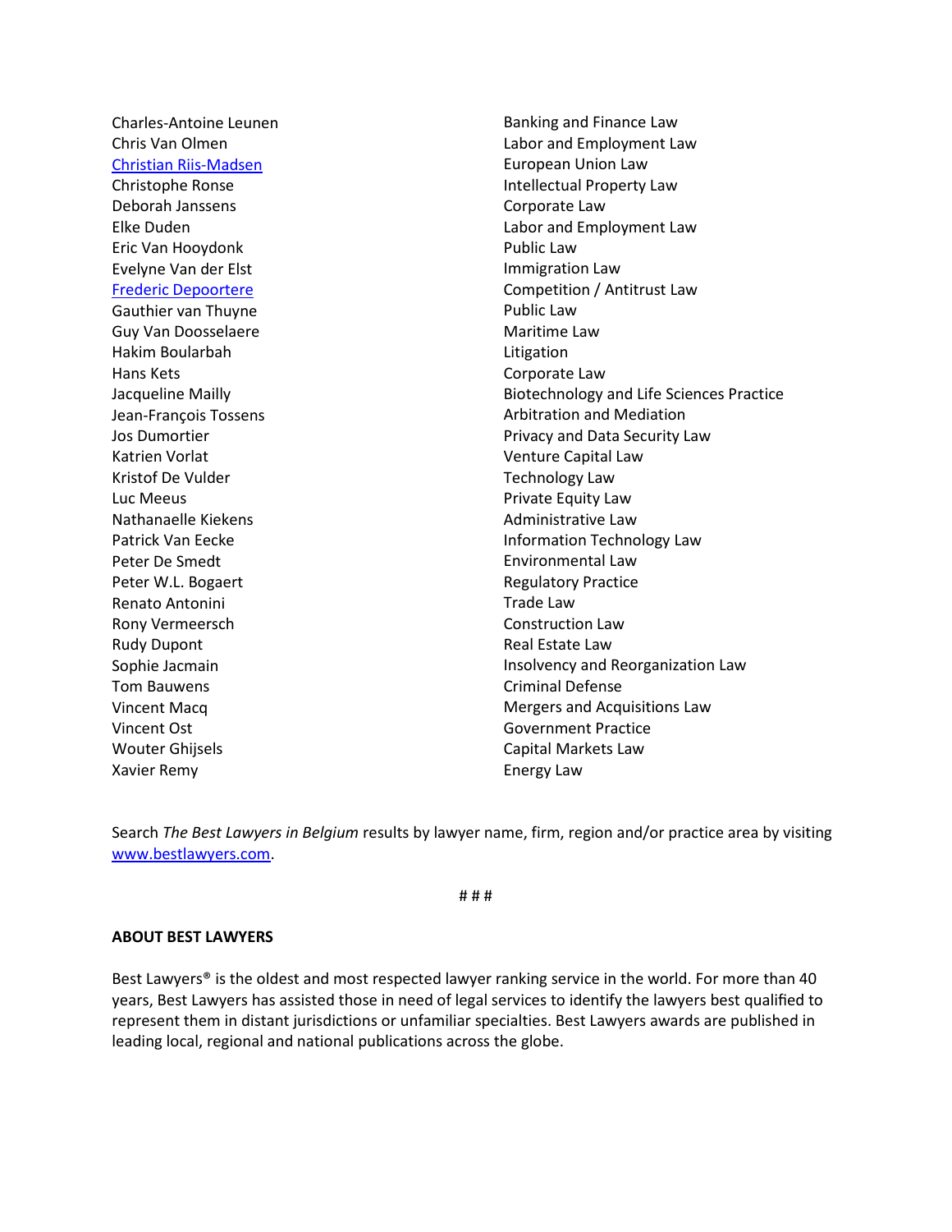| | |
|---|---|
| Charles-Antoine Leunen | Banking and Finance Law |
| Chris Van Olmen | Labor and Employment Law |
| [Christian Riis-Madsen](#) | European Union Law |
| Christophe Ronse | Intellectual Property Law |
| Deborah Janssens | Corporate Law |
| Elke Duden | Labor and Employment Law |
| Eric Van Hooydonk | Public Law |
| Evelyne Van der Elst | Immigration Law |
| [Frederic Depoortere](#) | Competition / Antitrust Law |
| Gauthier van Thuyne | Public Law |
| Guy Van Doosselaere | Maritime Law |
| Hakim Boularbah | Litigation |
| Hans Kets | Corporate Law |
| Jacqueline Mailly | Biotechnology and Life Sciences Practice |
| Jean-François Tossens | Arbitration and Mediation |
| Jos Dumortier | Privacy and Data Security Law |
| Katrien Vorlat | Venture Capital Law |
| Kristof De Vulder | Technology Law |
| Luc Meeus | Private Equity Law |
| Nathanaelle Kiekens | Administrative Law |
| Patrick Van Eecke | Information Technology Law |
| Peter De Smedt | Environmental Law |
| Peter W.L. Bogaert | Regulatory Practice |
| Renato Antonini | Trade Law |
| Rony Vermeersch | Construction Law |
| Rudy Dupont | Real Estate Law |
| Sophie Jacmain | Insolvency and Reorganization Law |
| Tom Bauwens | Criminal Defense |
| Vincent Macq | Mergers and Acquisitions Law |
| Vincent Ost | Government Practice |
| Wouter Ghijsels | Capital Markets Law |
| Xavier Remy | Energy Law |

Search *The Best Lawyers in Belgium* results by lawyer name, firm, region and/or practice area by visiting [www.bestlawyers.com](http://www.bestlawyers.com).

# # #

**ABOUT BEST LAWYERS**

Best Lawyers® is the oldest and most respected lawyer ranking service in the world. For more than 40 years, Best Lawyers has assisted those in need of legal services to identify the lawyers best qualified to represent them in distant jurisdictions or unfamiliar specialties. Best Lawyers awards are published in leading local, regional and national publications across the globe.